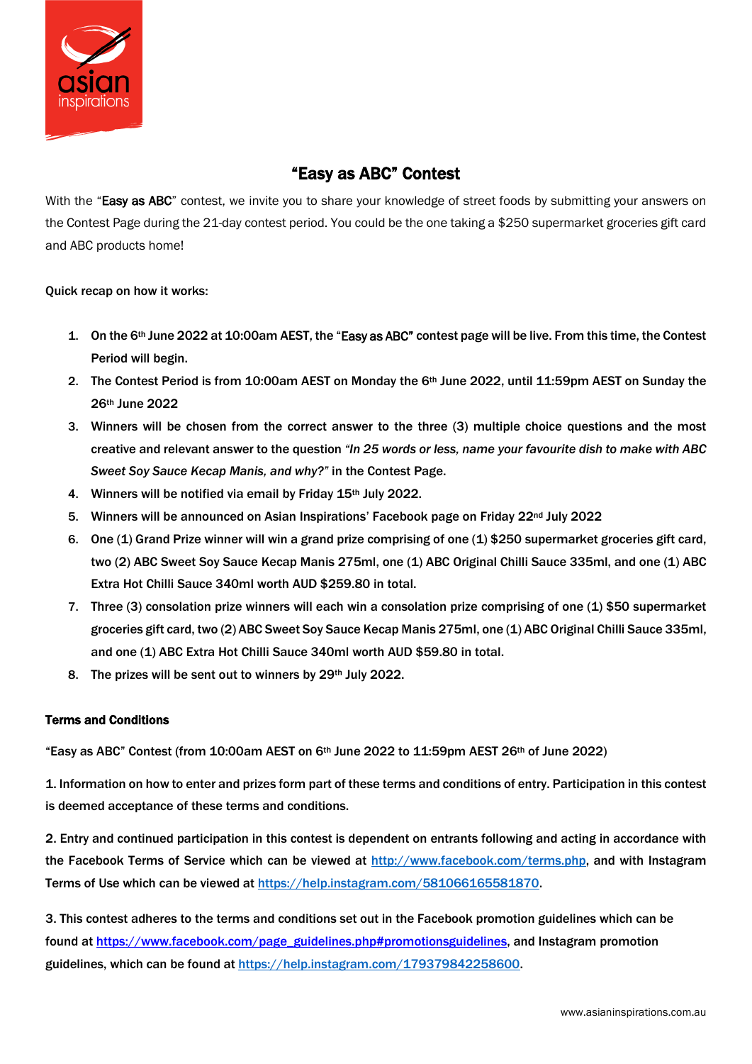# "Easy as ABC" Contest

With the "Easy as ABC" contest, we invite you to share your knowledge of street foods by submitting your answers on the Contest Page during the 21-day contest period. You could be the one taking a $250 supermarket groceries gift card and ABC products home!

Quick recap on how it works:

1. On the 6th June 2022 at 10:00am AEST, the "Easy as ABC" contest page will be live. From this time, the Contest Period will begin.
2. The Contest Period is from 10:00am AEST on Monday the 6th June 2022, until 11:59pm AEST on Sunday the 26th June 2022
3. Winners will be chosen from the correct answer to the three (3) multiple choice questions and the most creative and relevant answer to the question *"In 25 words or less, name your favourite dish to make with ABC Sweet Soy Sauce Kecap Manis, and why?"* in the Contest Page.
4. Winners will be notified via email by Friday 15th July 2022.
5. Winners will be announced on Asian Inspirations' Facebook page on Friday 22nd July 2022
6. One (1) Grand Prize winner will win a grand prize comprising of one (1) $250 supermarket groceries gift card, two (2) ABC Sweet Soy Sauce Kecap Manis 275ml, one (1) ABC Original Chilli Sauce 335ml, and one (1) ABC Extra Hot Chilli Sauce 340ml worth AUD $259.80 in total.
7. Three (3) consolation prize winners will each win a consolation prize comprising of one (1) $50 supermarket groceries gift card, two (2) ABC Sweet Soy Sauce Kecap Manis 275ml, one (1) ABC Original Chilli Sauce 335ml, and one (1) ABC Extra Hot Chilli Sauce 340ml worth AUD $59.80 in total.
8. The prizes will be sent out to winners by 29th July 2022.

**Terms and Conditions**

"Easy as ABC" Contest (from 10:00am AEST on 6th June 2022 to 11:59pm AEST 26th of June 2022)

1. Information on how to enter and prizes form part of these terms and conditions of entry. Participation in this contest is deemed acceptance of these terms and conditions.

2. Entry and continued participation in this contest is dependent on entrants following and acting in accordance with the Facebook Terms of Service which can be viewed at http://www.facebook.com/terms.php, and with Instagram Terms of Use which can be viewed at https://help.instagram.com/581066165581870.

3. This contest adheres to the terms and conditions set out in the Facebook promotion guidelines which can be found at https://www.facebook.com/page_guidelines.php#promotionsguidelines, and Instagram promotion guidelines, which can be found at https://help.instagram.com/179379842258600.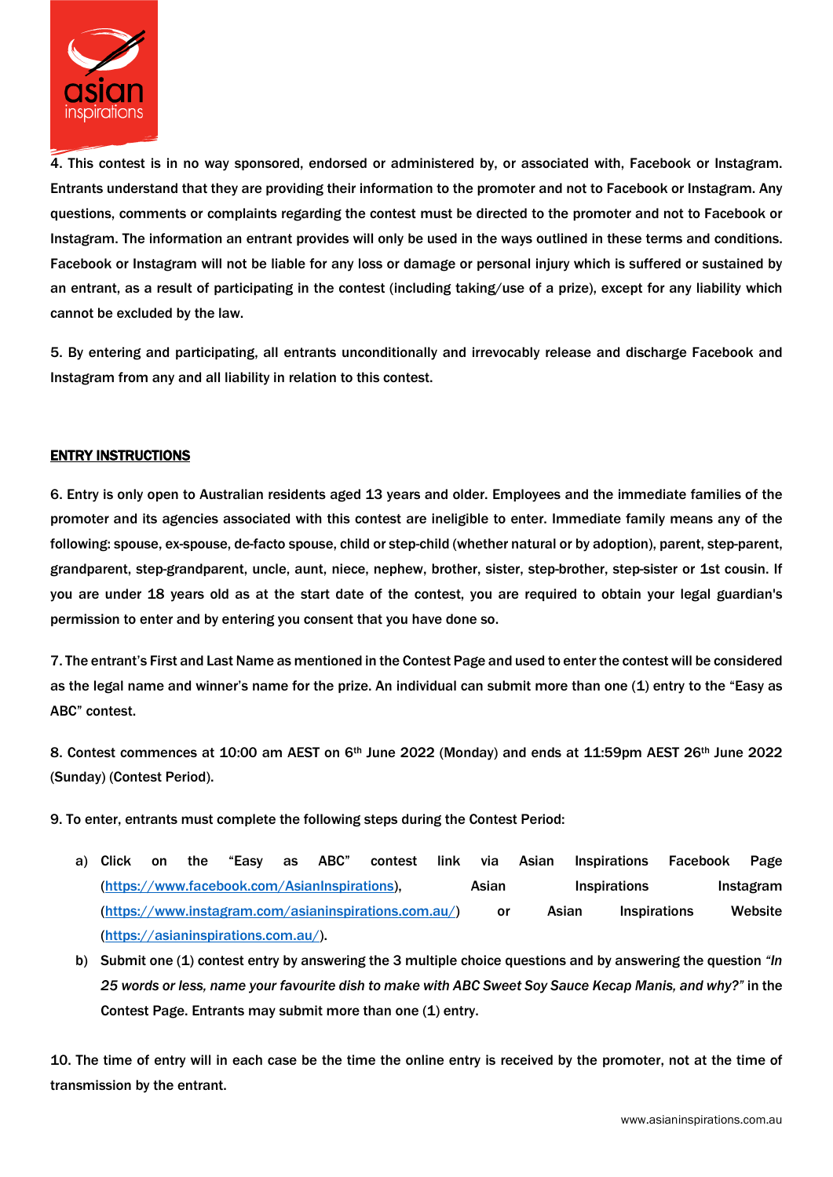4. This contest is in no way sponsored, endorsed or administered by, or associated with, Facebook or Instagram. Entrants understand that they are providing their information to the promoter and not to Facebook or Instagram. Any questions, comments or complaints regarding the contest must be directed to the promoter and not to Facebook or Instagram. The information an entrant provides will only be used in the ways outlined in these terms and conditions. Facebook or Instagram will not be liable for any loss or damage or personal injury which is suffered or sustained by an entrant, as a result of participating in the contest (including taking/use of a prize), except for any liability which cannot be excluded by the law.

5. By entering and participating, all entrants unconditionally and irrevocably release and discharge Facebook and Instagram from any and all liability in relation to this contest.

## ENTRY INSTRUCTIONS

6. Entry is only open to Australian residents aged 13 years and older. Employees and the immediate families of the promoter and its agencies associated with this contest are ineligible to enter. Immediate family means any of the following: spouse, ex-spouse, de-facto spouse, child or step-child (whether natural or by adoption), parent, step-parent, grandparent, step-grandparent, uncle, aunt, niece, nephew, brother, sister, step-brother, step-sister or 1st cousin. If you are under 18 years old as at the start date of the contest, you are required to obtain your legal guardian's permission to enter and by entering you consent that you have done so.

7. The entrant's First and Last Name as mentioned in the Contest Page and used to enter the contest will be considered as the legal name and winner's name for the prize. An individual can submit more than one (1) entry to the "Easy as ABC" contest.

8. Contest commences at 10:00 am AEST on 6th June 2022 (Monday) and ends at 11:59pm AEST 26th June 2022 (Sunday) (Contest Period).

9. To enter, entrants must complete the following steps during the Contest Period:

a) Click on the "Easy as ABC" contest link via Asian Inspirations Facebook Page (https://www.facebook.com/AsianInspirations), Asian Inspirations Instagram (https://www.instagram.com/asianinspirations.com.au/) or Asian Inspirations Website (https://asianinspirations.com.au/).

b) Submit one (1) contest entry by answering the 3 multiple choice questions and by answering the question *"In 25 words or less, name your favourite dish to make with ABC Sweet Soy Sauce Kecap Manis, and why?"* in the Contest Page. Entrants may submit more than one (1) entry.

10. The time of entry will in each case be the time the online entry is received by the promoter, not at the time of transmission by the entrant.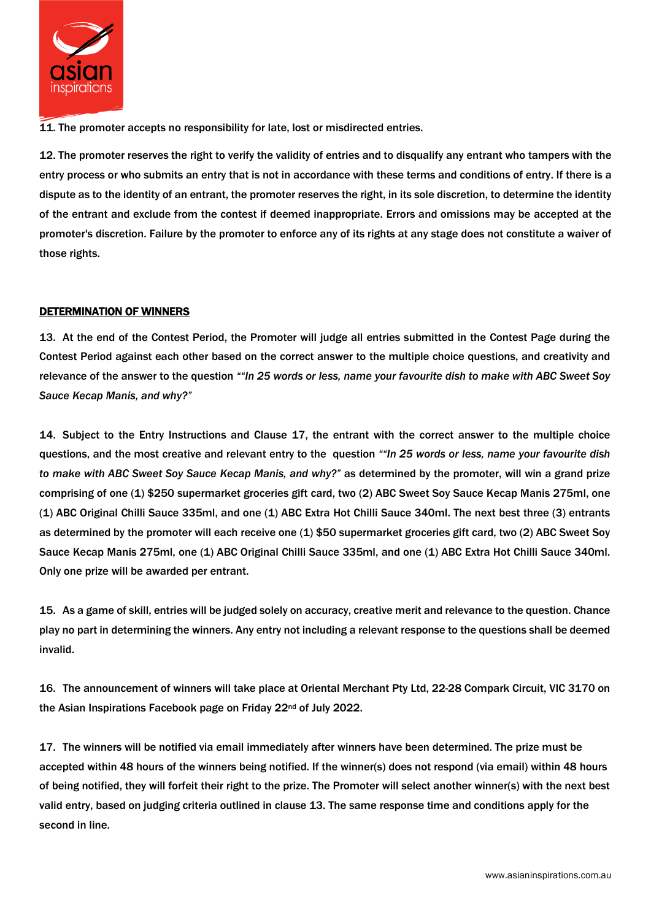11. The promoter accepts no responsibility for late, lost or misdirected entries.

12. The promoter reserves the right to verify the validity of entries and to disqualify any entrant who tampers with the entry process or who submits an entry that is not in accordance with these terms and conditions of entry. If there is a dispute as to the identity of an entrant, the promoter reserves the right, in its sole discretion, to determine the identity of the entrant and exclude from the contest if deemed inappropriate. Errors and omissions may be accepted at the promoter's discretion. Failure by the promoter to enforce any of its rights at any stage does not constitute a waiver of those rights.

**DETERMINATION OF WINNERS**

13. At the end of the Contest Period, the Promoter will judge all entries submitted in the Contest Page during the Contest Period against each other based on the correct answer to the multiple choice questions, and creativity and relevance of the answer to the question *""In 25 words or less, name your favourite dish to make with ABC Sweet Soy Sauce Kecap Manis, and why?"*

14. Subject to the Entry Instructions and Clause 17, the entrant with the correct answer to the multiple choice questions, and the most creative and relevant entry to the question *""In 25 words or less, name your favourite dish to make with ABC Sweet Soy Sauce Kecap Manis, and why?"* as determined by the promoter, will win a grand prize comprising of one (1) $250 supermarket groceries gift card, two (2) ABC Sweet Soy Sauce Kecap Manis 275ml, one (1) ABC Original Chilli Sauce 335ml, and one (1) ABC Extra Hot Chilli Sauce 340ml. The next best three (3) entrants as determined by the promoter will each receive one (1) $50 supermarket groceries gift card, two (2) ABC Sweet Soy Sauce Kecap Manis 275ml, one (1) ABC Original Chilli Sauce 335ml, and one (1) ABC Extra Hot Chilli Sauce 340ml. Only one prize will be awarded per entrant.

15. As a game of skill, entries will be judged solely on accuracy, creative merit and relevance to the question. Chance play no part in determining the winners. Any entry not including a relevant response to the questions shall be deemed invalid.

16. The announcement of winners will take place at Oriental Merchant Pty Ltd, 22-28 Compark Circuit, VIC 3170 on the Asian Inspirations Facebook page on Friday 22nd of July 2022.

17. The winners will be notified via email immediately after winners have been determined. The prize must be accepted within 48 hours of the winners being notified. If the winner(s) does not respond (via email) within 48 hours of being notified, they will forfeit their right to the prize. The Promoter will select another winner(s) with the next best valid entry, based on judging criteria outlined in clause 13. The same response time and conditions apply for the second in line.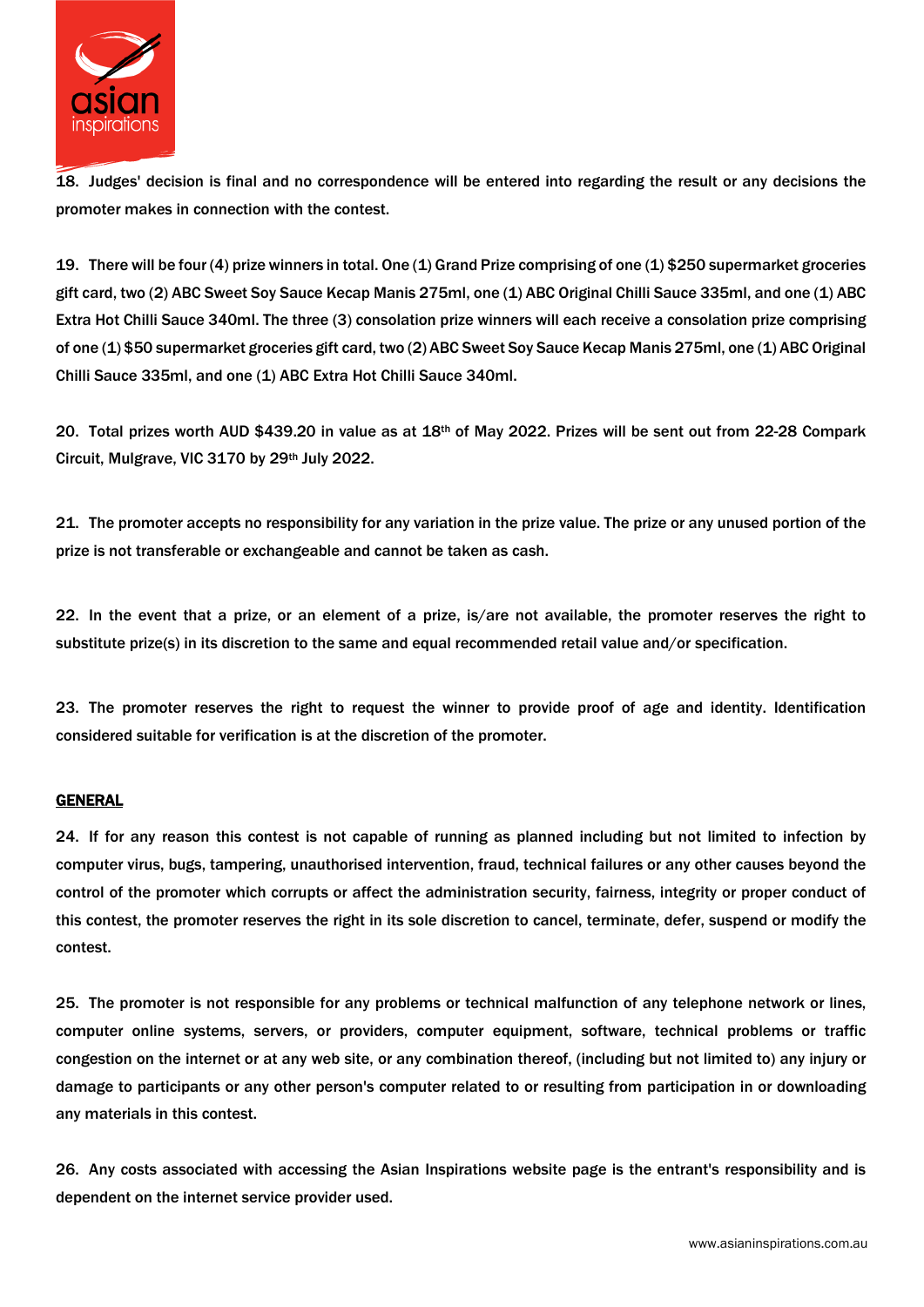18. Judges' decision is final and no correspondence will be entered into regarding the result or any decisions the promoter makes in connection with the contest.

19. There will be four (4) prize winners in total. One (1) Grand Prize comprising of one (1) $250 supermarket groceries gift card, two (2) ABC Sweet Soy Sauce Kecap Manis 275ml, one (1) ABC Original Chilli Sauce 335ml, and one (1) ABC Extra Hot Chilli Sauce 340ml. The three (3) consolation prize winners will each receive a consolation prize comprising of one (1) $50 supermarket groceries gift card, two (2) ABC Sweet Soy Sauce Kecap Manis 275ml, one (1) ABC Original Chilli Sauce 335ml, and one (1) ABC Extra Hot Chilli Sauce 340ml.

20. Total prizes worth AUD $439.20 in value as at 18th of May 2022. Prizes will be sent out from 22-28 Compark Circuit, Mulgrave, VIC 3170 by 29th July 2022.

21. The promoter accepts no responsibility for any variation in the prize value. The prize or any unused portion of the prize is not transferable or exchangeable and cannot be taken as cash.

22. In the event that a prize, or an element of a prize, is/are not available, the promoter reserves the right to substitute prize(s) in its discretion to the same and equal recommended retail value and/or specification.

23. The promoter reserves the right to request the winner to provide proof of age and identity. Identification considered suitable for verification is at the discretion of the promoter.

**GENERAL**

24. If for any reason this contest is not capable of running as planned including but not limited to infection by computer virus, bugs, tampering, unauthorised intervention, fraud, technical failures or any other causes beyond the control of the promoter which corrupts or affect the administration security, fairness, integrity or proper conduct of this contest, the promoter reserves the right in its sole discretion to cancel, terminate, defer, suspend or modify the contest.

25. The promoter is not responsible for any problems or technical malfunction of any telephone network or lines, computer online systems, servers, or providers, computer equipment, software, technical problems or traffic congestion on the internet or at any web site, or any combination thereof, (including but not limited to) any injury or damage to participants or any other person's computer related to or resulting from participation in or downloading any materials in this contest.

26. Any costs associated with accessing the Asian Inspirations website page is the entrant's responsibility and is dependent on the internet service provider used.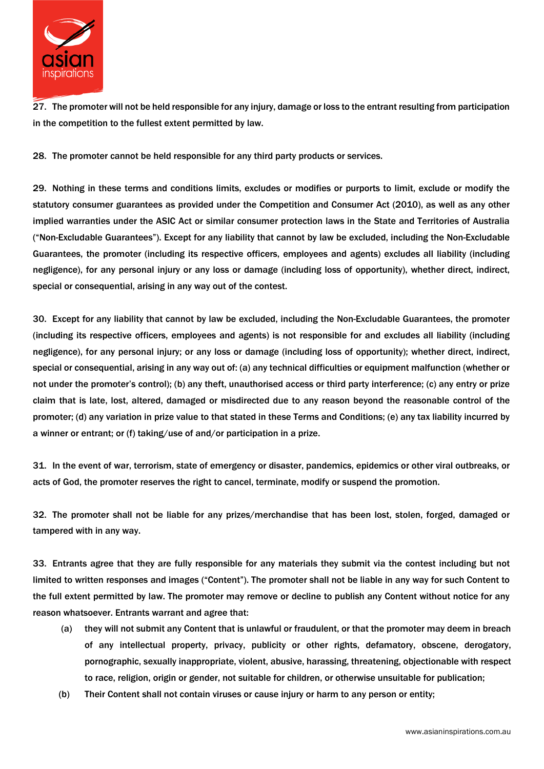27. The promoter will not be held responsible for any injury, damage or loss to the entrant resulting from participation in the competition to the fullest extent permitted by law.

28. The promoter cannot be held responsible for any third party products or services.

29. Nothing in these terms and conditions limits, excludes or modifies or purports to limit, exclude or modify the statutory consumer guarantees as provided under the Competition and Consumer Act (2010), as well as any other implied warranties under the ASIC Act or similar consumer protection laws in the State and Territories of Australia ("Non-Excludable Guarantees"). Except for any liability that cannot by law be excluded, including the Non-Excludable Guarantees, the promoter (including its respective officers, employees and agents) excludes all liability (including negligence), for any personal injury or any loss or damage (including loss of opportunity), whether direct, indirect, special or consequential, arising in any way out of the contest.

30. Except for any liability that cannot by law be excluded, including the Non-Excludable Guarantees, the promoter (including its respective officers, employees and agents) is not responsible for and excludes all liability (including negligence), for any personal injury; or any loss or damage (including loss of opportunity); whether direct, indirect, special or consequential, arising in any way out of: (a) any technical difficulties or equipment malfunction (whether or not under the promoter's control); (b) any theft, unauthorised access or third party interference; (c) any entry or prize claim that is late, lost, altered, damaged or misdirected due to any reason beyond the reasonable control of the promoter; (d) any variation in prize value to that stated in these Terms and Conditions; (e) any tax liability incurred by a winner or entrant; or (f) taking/use of and/or participation in a prize.

31. In the event of war, terrorism, state of emergency or disaster, pandemics, epidemics or other viral outbreaks, or acts of God, the promoter reserves the right to cancel, terminate, modify or suspend the promotion.

32. The promoter shall not be liable for any prizes/merchandise that has been lost, stolen, forged, damaged or tampered with in any way.

33. Entrants agree that they are fully responsible for any materials they submit via the contest including but not limited to written responses and images ("Content"). The promoter shall not be liable in any way for such Content to the full extent permitted by law. The promoter may remove or decline to publish any Content without notice for any reason whatsoever. Entrants warrant and agree that:

(a) they will not submit any Content that is unlawful or fraudulent, or that the promoter may deem in breach of any intellectual property, privacy, publicity or other rights, defamatory, obscene, derogatory, pornographic, sexually inappropriate, violent, abusive, harassing, threatening, objectionable with respect to race, religion, origin or gender, not suitable for children, or otherwise unsuitable for publication;

(b) Their Content shall not contain viruses or cause injury or harm to any person or entity;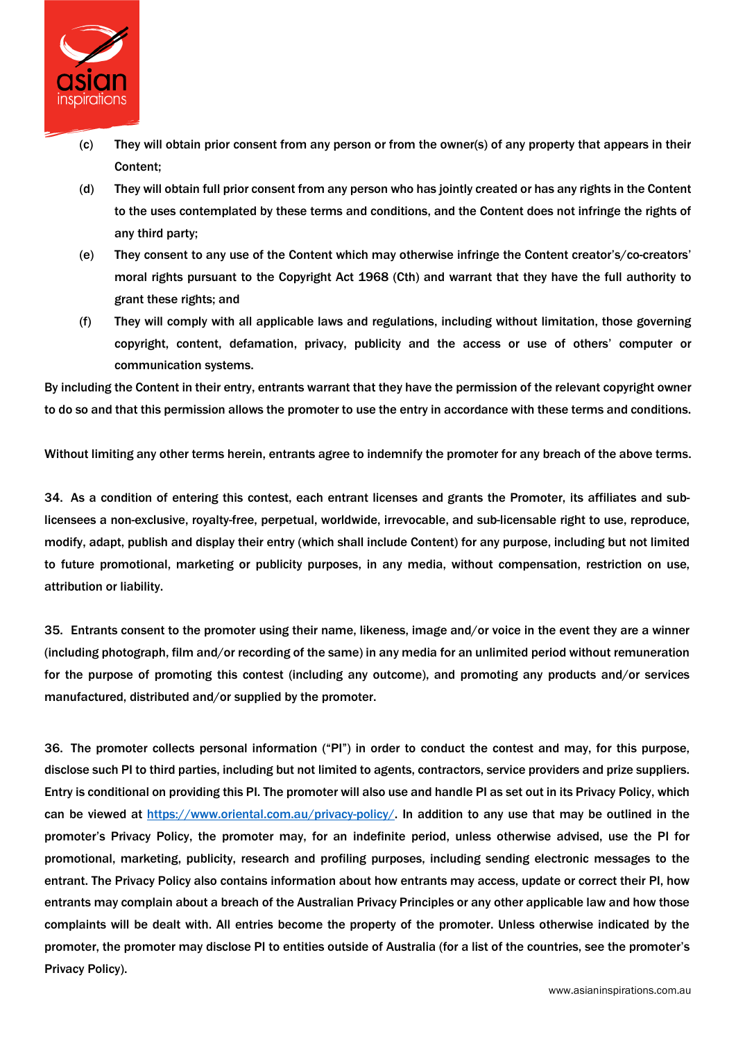(c) They will obtain prior consent from any person or from the owner(s) of any property that appears in their Content;

(d) They will obtain full prior consent from any person who has jointly created or has any rights in the Content to the uses contemplated by these terms and conditions, and the Content does not infringe the rights of any third party;

(e) They consent to any use of the Content which may otherwise infringe the Content creator's/co-creators' moral rights pursuant to the Copyright Act 1968 (Cth) and warrant that they have the full authority to grant these rights; and

(f) They will comply with all applicable laws and regulations, including without limitation, those governing copyright, content, defamation, privacy, publicity and the access or use of others' computer or communication systems.

By including the Content in their entry, entrants warrant that they have the permission of the relevant copyright owner to do so and that this permission allows the promoter to use the entry in accordance with these terms and conditions.

Without limiting any other terms herein, entrants agree to indemnify the promoter for any breach of the above terms.

34. As a condition of entering this contest, each entrant licenses and grants the Promoter, its affiliates and sub-licensees a non-exclusive, royalty-free, perpetual, worldwide, irrevocable, and sub-licensable right to use, reproduce, modify, adapt, publish and display their entry (which shall include Content) for any purpose, including but not limited to future promotional, marketing or publicity purposes, in any media, without compensation, restriction on use, attribution or liability.

35. Entrants consent to the promoter using their name, likeness, image and/or voice in the event they are a winner (including photograph, film and/or recording of the same) in any media for an unlimited period without remuneration for the purpose of promoting this contest (including any outcome), and promoting any products and/or services manufactured, distributed and/or supplied by the promoter.

36. The promoter collects personal information ("PI") in order to conduct the contest and may, for this purpose, disclose such PI to third parties, including but not limited to agents, contractors, service providers and prize suppliers. Entry is conditional on providing this PI. The promoter will also use and handle PI as set out in its Privacy Policy, which can be viewed at [https://www.oriental.com.au/privacy-policy/](https://www.oriental.com.au/privacy-policy/). In addition to any use that may be outlined in the promoter's Privacy Policy, the promoter may, for an indefinite period, unless otherwise advised, use the PI for promotional, marketing, publicity, research and profiling purposes, including sending electronic messages to the entrant. The Privacy Policy also contains information about how entrants may access, update or correct their PI, how entrants may complain about a breach of the Australian Privacy Principles or any other applicable law and how those complaints will be dealt with. All entries become the property of the promoter. Unless otherwise indicated by the promoter, the promoter may disclose PI to entities outside of Australia (for a list of the countries, see the promoter's Privacy Policy).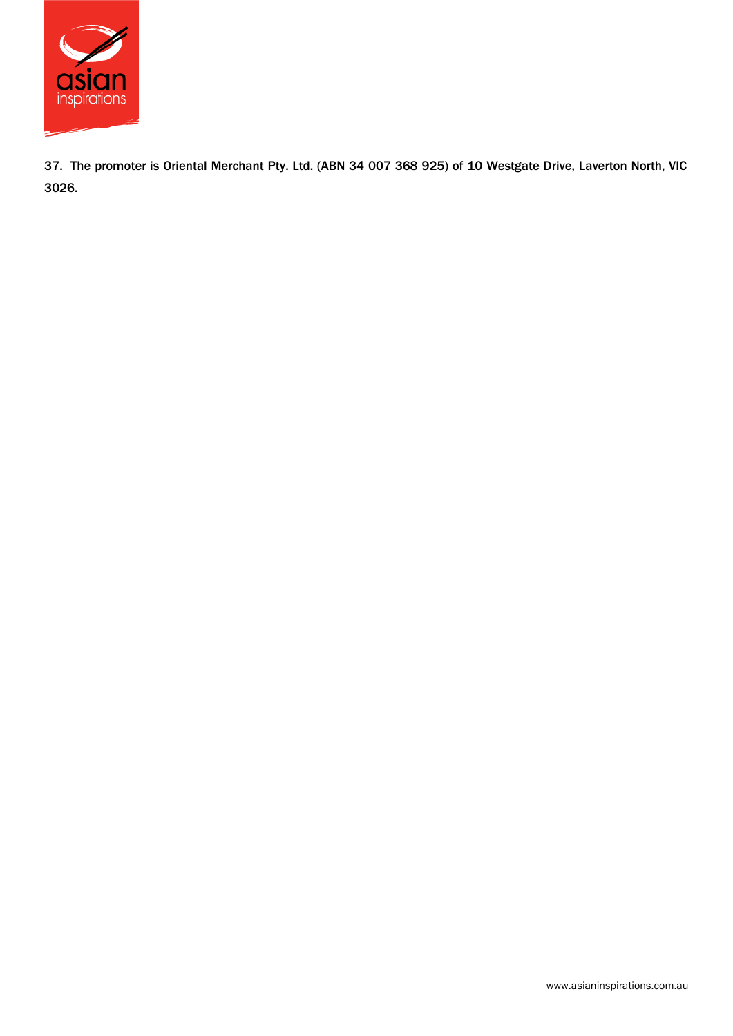37. The promoter is Oriental Merchant Pty. Ltd. (ABN 34 007 368 925) of 10 Westgate Drive, Laverton North, VIC 3026.